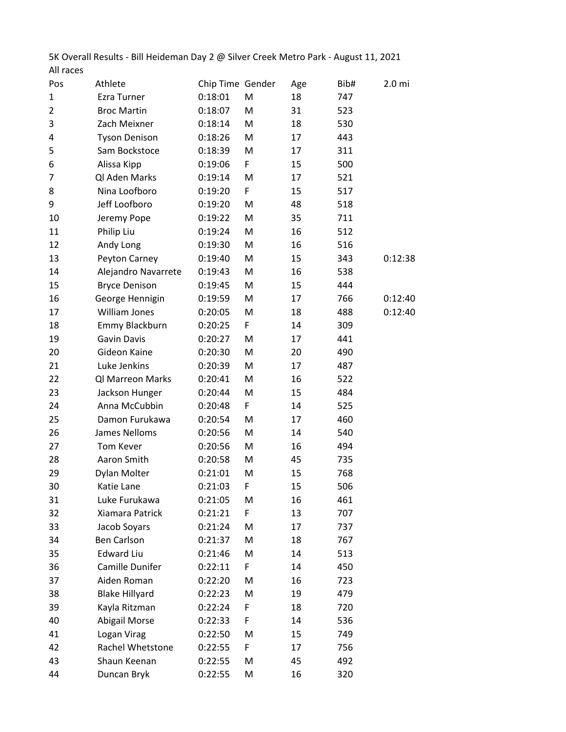5K Overall Results - Bill Heideman Day 2 @ Silver Creek Metro Park - August 11, 2021

All races

| Pos | Athlete | Chip Time | Gender | Age | Bib# | 2.0 mi |
|---|---|---|---|---|---|---|
| 1 | Ezra Turner | 0:18:01 | M | 18 | 747 | |
| 2 | Broc Martin | 0:18:07 | M | 31 | 523 | |
| 3 | Zach Meixner | 0:18:14 | M | 18 | 530 | |
| 4 | Tyson Denison | 0:18:26 | M | 17 | 443 | |
| 5 | Sam Bockstoce | 0:18:39 | M | 17 | 311 | |
| 6 | Alissa Kipp | 0:19:06 | F | 15 | 500 | |
| 7 | Ql Aden Marks | 0:19:14 | M | 17 | 521 | |
| 8 | Nina Loofboro | 0:19:20 | F | 15 | 517 | |
| 9 | Jeff Loofboro | 0:19:20 | M | 48 | 518 | |
| 10 | Jeremy Pope | 0:19:22 | M | 35 | 711 | |
| 11 | Philip Liu | 0:19:24 | M | 16 | 512 | |
| 12 | Andy Long | 0:19:30 | M | 16 | 516 | |
| 13 | Peyton Carney | 0:19:40 | M | 15 | 343 | 0:12:38 |
| 14 | Alejandro Navarrete | 0:19:43 | M | 16 | 538 | |
| 15 | Bryce Denison | 0:19:45 | M | 15 | 444 | |
| 16 | George Hennigin | 0:19:59 | M | 17 | 766 | 0:12:40 |
| 17 | William Jones | 0:20:05 | M | 18 | 488 | 0:12:40 |
| 18 | Emmy Blackburn | 0:20:25 | F | 14 | 309 | |
| 19 | Gavin Davis | 0:20:27 | M | 17 | 441 | |
| 20 | Gideon Kaine | 0:20:30 | M | 20 | 490 | |
| 21 | Luke Jenkins | 0:20:39 | M | 17 | 487 | |
| 22 | Ql Marreon Marks | 0:20:41 | M | 16 | 522 | |
| 23 | Jackson Hunger | 0:20:44 | M | 15 | 484 | |
| 24 | Anna McCubbin | 0:20:48 | F | 14 | 525 | |
| 25 | Damon Furukawa | 0:20:54 | M | 17 | 460 | |
| 26 | James Nelloms | 0:20:56 | M | 14 | 540 | |
| 27 | Tom Kever | 0:20:56 | M | 16 | 494 | |
| 28 | Aaron Smith | 0:20:58 | M | 45 | 735 | |
| 29 | Dylan Molter | 0:21:01 | M | 15 | 768 | |
| 30 | Katie Lane | 0:21:03 | F | 15 | 506 | |
| 31 | Luke Furukawa | 0:21:05 | M | 16 | 461 | |
| 32 | Xiamara Patrick | 0:21:21 | F | 13 | 707 | |
| 33 | Jacob Soyars | 0:21:24 | M | 17 | 737 | |
| 34 | Ben Carlson | 0:21:37 | M | 18 | 767 | |
| 35 | Edward Liu | 0:21:46 | M | 14 | 513 | |
| 36 | Camille Dunifer | 0:22:11 | F | 14 | 450 | |
| 37 | Aiden Roman | 0:22:20 | M | 16 | 723 | |
| 38 | Blake Hillyard | 0:22:23 | M | 19 | 479 | |
| 39 | Kayla Ritzman | 0:22:24 | F | 18 | 720 | |
| 40 | Abigail Morse | 0:22:33 | F | 14 | 536 | |
| 41 | Logan Virag | 0:22:50 | M | 15 | 749 | |
| 42 | Rachel Whetstone | 0:22:55 | F | 17 | 756 | |
| 43 | Shaun Keenan | 0:22:55 | M | 45 | 492 | |
| 44 | Duncan Bryk | 0:22:55 | M | 16 | 320 | |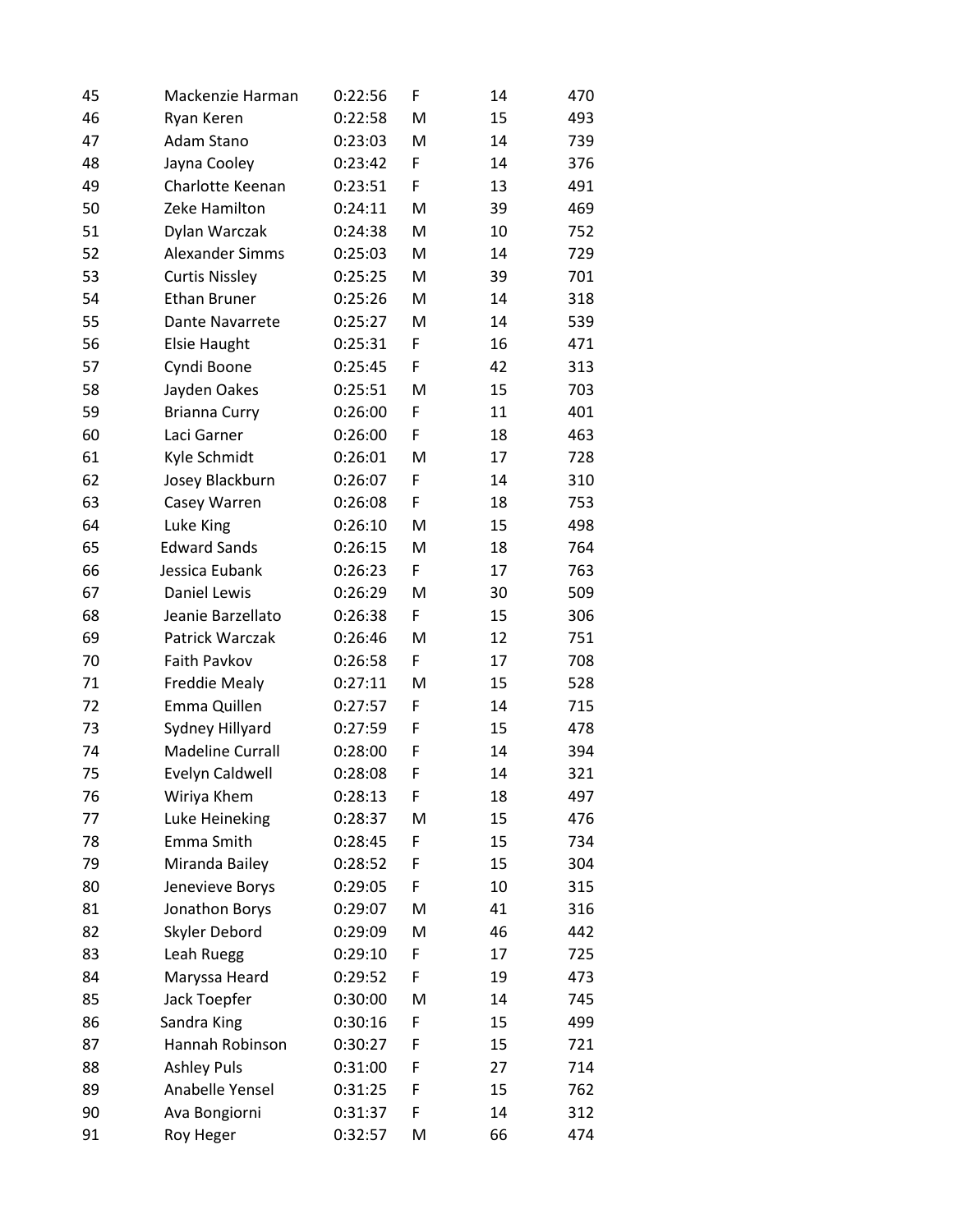| | | | | | |
|---|---|---|---|---|---|
| 45 | Mackenzie Harman | 0:22:56 | F | 14 | 470 |
| 46 | Ryan Keren | 0:22:58 | M | 15 | 493 |
| 47 | Adam Stano | 0:23:03 | M | 14 | 739 |
| 48 | Jayna Cooley | 0:23:42 | F | 14 | 376 |
| 49 | Charlotte Keenan | 0:23:51 | F | 13 | 491 |
| 50 | Zeke Hamilton | 0:24:11 | M | 39 | 469 |
| 51 | Dylan Warczak | 0:24:38 | M | 10 | 752 |
| 52 | Alexander Simms | 0:25:03 | M | 14 | 729 |
| 53 | Curtis Nissley | 0:25:25 | M | 39 | 701 |
| 54 | Ethan Bruner | 0:25:26 | M | 14 | 318 |
| 55 | Dante Navarrete | 0:25:27 | M | 14 | 539 |
| 56 | Elsie Haught | 0:25:31 | F | 16 | 471 |
| 57 | Cyndi Boone | 0:25:45 | F | 42 | 313 |
| 58 | Jayden Oakes | 0:25:51 | M | 15 | 703 |
| 59 | Brianna Curry | 0:26:00 | F | 11 | 401 |
| 60 | Laci Garner | 0:26:00 | F | 18 | 463 |
| 61 | Kyle Schmidt | 0:26:01 | M | 17 | 728 |
| 62 | Josey Blackburn | 0:26:07 | F | 14 | 310 |
| 63 | Casey Warren | 0:26:08 | F | 18 | 753 |
| 64 | Luke King | 0:26:10 | M | 15 | 498 |
| 65 | Edward Sands | 0:26:15 | M | 18 | 764 |
| 66 | Jessica Eubank | 0:26:23 | F | 17 | 763 |
| 67 | Daniel Lewis | 0:26:29 | M | 30 | 509 |
| 68 | Jeanie Barzellato | 0:26:38 | F | 15 | 306 |
| 69 | Patrick Warczak | 0:26:46 | M | 12 | 751 |
| 70 | Faith Pavkov | 0:26:58 | F | 17 | 708 |
| 71 | Freddie Mealy | 0:27:11 | M | 15 | 528 |
| 72 | Emma Quillen | 0:27:57 | F | 14 | 715 |
| 73 | Sydney Hillyard | 0:27:59 | F | 15 | 478 |
| 74 | Madeline Currall | 0:28:00 | F | 14 | 394 |
| 75 | Evelyn Caldwell | 0:28:08 | F | 14 | 321 |
| 76 | Wiriya Khem | 0:28:13 | F | 18 | 497 |
| 77 | Luke Heineking | 0:28:37 | M | 15 | 476 |
| 78 | Emma Smith | 0:28:45 | F | 15 | 734 |
| 79 | Miranda Bailey | 0:28:52 | F | 15 | 304 |
| 80 | Jenevieve Borys | 0:29:05 | F | 10 | 315 |
| 81 | Jonathon Borys | 0:29:07 | M | 41 | 316 |
| 82 | Skyler Debord | 0:29:09 | M | 46 | 442 |
| 83 | Leah Ruegg | 0:29:10 | F | 17 | 725 |
| 84 | Maryssa Heard | 0:29:52 | F | 19 | 473 |
| 85 | Jack Toepfer | 0:30:00 | M | 14 | 745 |
| 86 | Sandra King | 0:30:16 | F | 15 | 499 |
| 87 | Hannah Robinson | 0:30:27 | F | 15 | 721 |
| 88 | Ashley Puls | 0:31:00 | F | 27 | 714 |
| 89 | Anabelle Yensel | 0:31:25 | F | 15 | 762 |
| 90 | Ava Bongiorni | 0:31:37 | F | 14 | 312 |
| 91 | Roy Heger | 0:32:57 | M | 66 | 474 |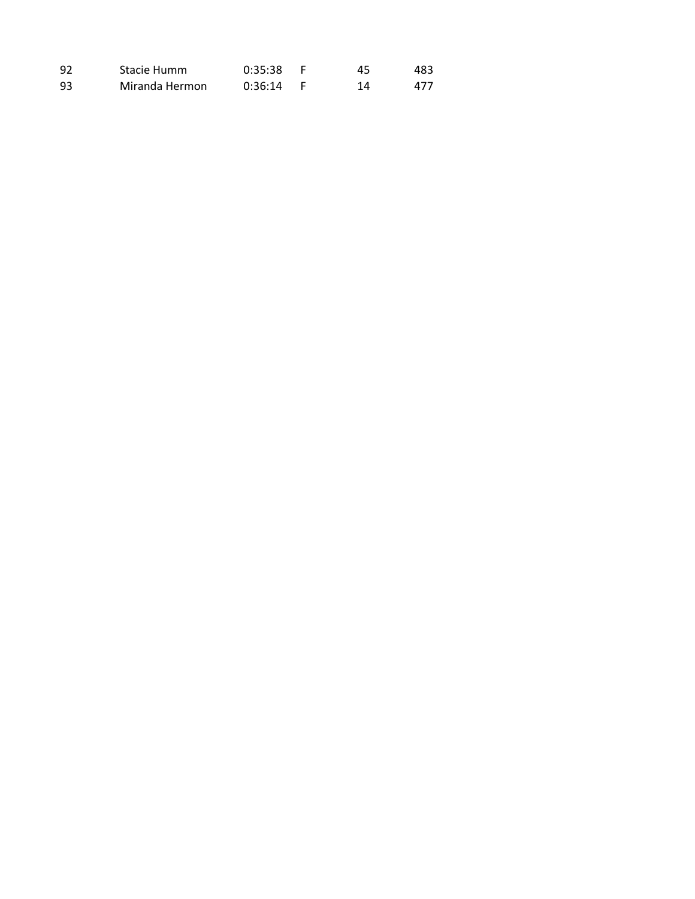| | | | | | |
|---|---|---|---|---|---|
| 92 | Stacie Humm | 0:35:38 | F | 45 | 483 |
| 93 | Miranda Hermon | 0:36:14 | F | 14 | 477 |